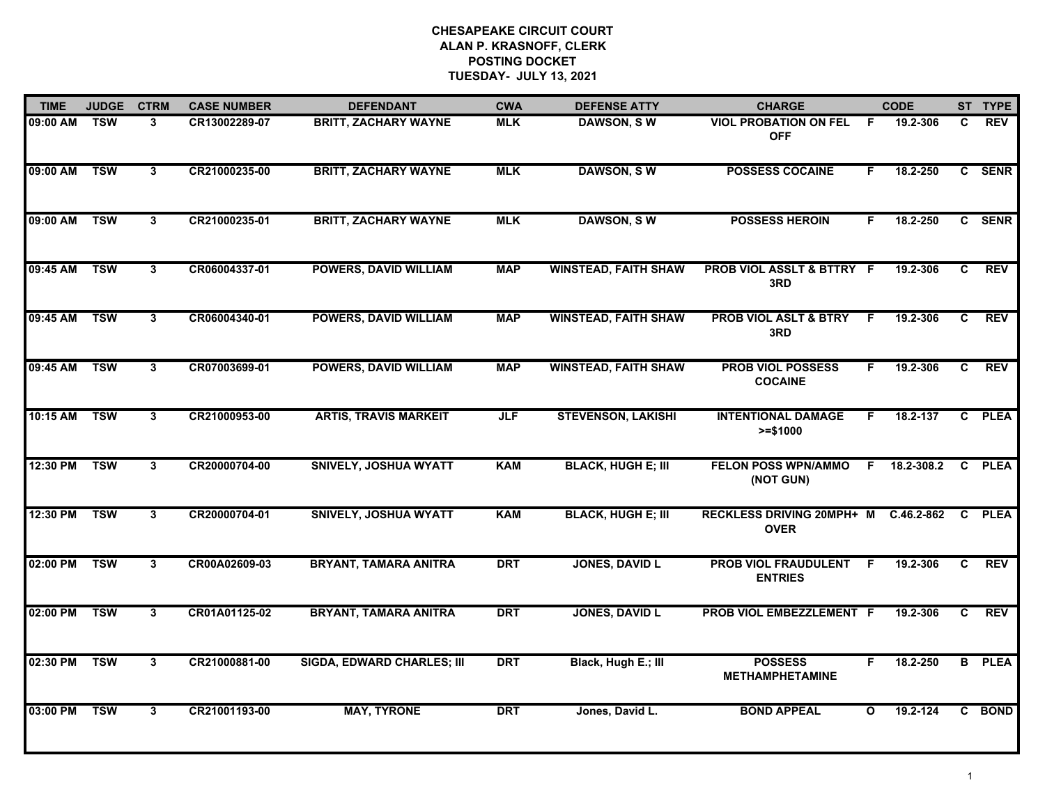# CHESAPEAKE CIRCUIT COURT
## ALAN P. KRASNOFF, CLERK
## POSTING DOCKET
## TUESDAY- JULY 13, 2021

| TIME | JUDGE | CTRM | CASE NUMBER | DEFENDANT | CWA | DEFENSE ATTY | CHARGE | | CODE | ST | TYPE |
|---|---|---|---|---|---|---|---|---|---|---|---|
| 09:00 AM | TSW | 3 | CR13002289-07 | BRITT, ZACHARY WAYNE | MLK | DAWSON, S W | VIOL PROBATION ON FEL OFF | F | 19.2-306 | C | REV |
| 09:00 AM | TSW | 3 | CR21000235-00 | BRITT, ZACHARY WAYNE | MLK | DAWSON, S W | POSSESS COCAINE | F | 18.2-250 | C | SENR |
| 09:00 AM | TSW | 3 | CR21000235-01 | BRITT, ZACHARY WAYNE | MLK | DAWSON, S W | POSSESS HEROIN | F | 18.2-250 | C | SENR |
| 09:45 AM | TSW | 3 | CR06004337-01 | POWERS, DAVID WILLIAM | MAP | WINSTEAD, FAITH SHAW | PROB VIOL ASSLT & BTTRY 3RD | F | 19.2-306 | C | REV |
| 09:45 AM | TSW | 3 | CR06004340-01 | POWERS, DAVID WILLIAM | MAP | WINSTEAD, FAITH SHAW | PROB VIOL ASLT & BTRY 3RD | F | 19.2-306 | C | REV |
| 09:45 AM | TSW | 3 | CR07003699-01 | POWERS, DAVID WILLIAM | MAP | WINSTEAD, FAITH SHAW | PROB VIOL POSSESS COCAINE | F | 19.2-306 | C | REV |
| 10:15 AM | TSW | 3 | CR21000953-00 | ARTIS, TRAVIS MARKEIT | JLF | STEVENSON, LAKISHI | INTENTIONAL DAMAGE >=$1000 | F | 18.2-137 | C | PLEA |
| 12:30 PM | TSW | 3 | CR20000704-00 | SNIVELY, JOSHUA WYATT | KAM | BLACK, HUGH E; III | FELON POSS WPN/AMMO (NOT GUN) | F | 18.2-308.2 | C | PLEA |
| 12:30 PM | TSW | 3 | CR20000704-01 | SNIVELY, JOSHUA WYATT | KAM | BLACK, HUGH E; III | RECKLESS DRIVING 20MPH+ OVER | M | C.46.2-862 | C | PLEA |
| 02:00 PM | TSW | 3 | CR00A02609-03 | BRYANT, TAMARA ANITRA | DRT | JONES, DAVID L | PROB VIOL FRAUDULENT ENTRIES | F | 19.2-306 | C | REV |
| 02:00 PM | TSW | 3 | CR01A01125-02 | BRYANT, TAMARA ANITRA | DRT | JONES, DAVID L | PROB VIOL EMBEZZLEMENT | F | 19.2-306 | C | REV |
| 02:30 PM | TSW | 3 | CR21000881-00 | SIGDA, EDWARD CHARLES; III | DRT | Black, Hugh E.; III | POSSESS METHAMPHETAMINE | F | 18.2-250 | B | PLEA |
| 03:00 PM | TSW | 3 | CR21001193-00 | MAY, TYRONE | DRT | Jones, David L. | BOND APPEAL | O | 19.2-124 | C | BOND |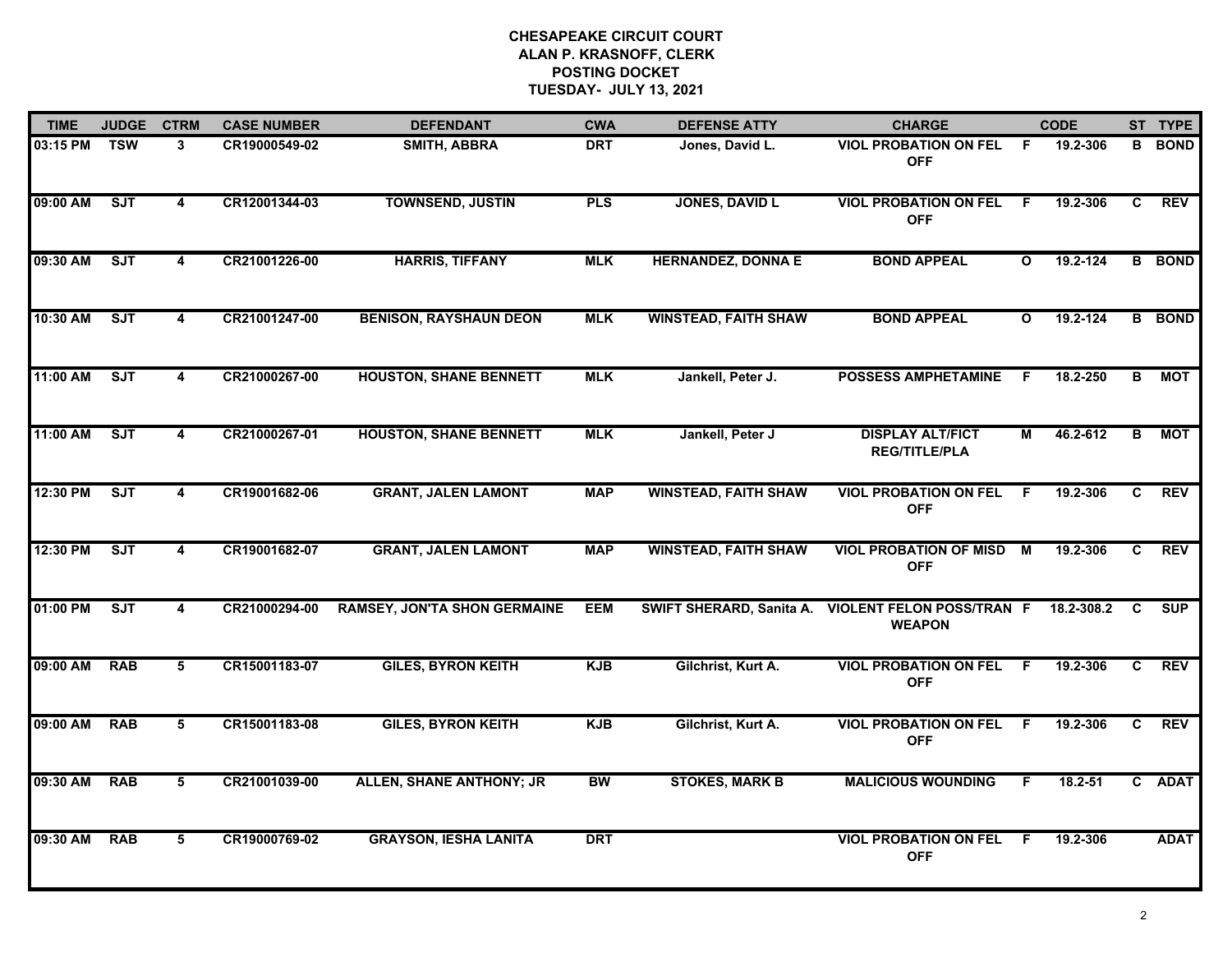# CHESAPEAKE CIRCUIT COURT
## ALAN P. KRASNOFF, CLERK
## POSTING DOCKET
## TUESDAY- JULY 13, 2021

| TIME | JUDGE | CTRM | CASE NUMBER | DEFENDANT | CWA | DEFENSE ATTY | CHARGE | | CODE | ST | TYPE |
|---|---|---|---|---|---|---|---|---|---|---|---|
| 03:15 PM | TSW | 3 | CR19000549-02 | SMITH, ABBRA | DRT | Jones, David L. | VIOL PROBATION ON FEL OFF | F | 19.2-306 | B | BOND |
| 09:00 AM | SJT | 4 | CR12001344-03 | TOWNSEND, JUSTIN | PLS | JONES, DAVID L | VIOL PROBATION ON FEL OFF | F | 19.2-306 | C | REV |
| 09:30 AM | SJT | 4 | CR21001226-00 | HARRIS, TIFFANY | MLK | HERNANDEZ, DONNA E | BOND APPEAL | O | 19.2-124 | B | BOND |
| 10:30 AM | SJT | 4 | CR21001247-00 | BENISON, RAYSHAUN DEON | MLK | WINSTEAD, FAITH SHAW | BOND APPEAL | O | 19.2-124 | B | BOND |
| 11:00 AM | SJT | 4 | CR21000267-00 | HOUSTON, SHANE BENNETT | MLK | Jankell, Peter J. | POSSESS AMPHETAMINE | F | 18.2-250 | B | MOT |
| 11:00 AM | SJT | 4 | CR21000267-01 | HOUSTON, SHANE BENNETT | MLK | Jankell, Peter J | DISPLAY ALT/FICT REG/TITLE/PLA | M | 46.2-612 | B | MOT |
| 12:30 PM | SJT | 4 | CR19001682-06 | GRANT, JALEN LAMONT | MAP | WINSTEAD, FAITH SHAW | VIOL PROBATION ON FEL OFF | F | 19.2-306 | C | REV |
| 12:30 PM | SJT | 4 | CR19001682-07 | GRANT, JALEN LAMONT | MAP | WINSTEAD, FAITH SHAW | VIOL PROBATION OF MISD OFF | M | 19.2-306 | C | REV |
| 01:00 PM | SJT | 4 | CR21000294-00 | RAMSEY, JON'TA SHON GERMAINE | EEM | SWIFT SHERARD, Sanita A. | VIOLENT FELON POSS/TRAN WEAPON | F | 18.2-308.2 | C | SUP |
| 09:00 AM | RAB | 5 | CR15001183-07 | GILES, BYRON KEITH | KJB | Gilchrist, Kurt A. | VIOL PROBATION ON FEL OFF | F | 19.2-306 | C | REV |
| 09:00 AM | RAB | 5 | CR15001183-08 | GILES, BYRON KEITH | KJB | Gilchrist, Kurt A. | VIOL PROBATION ON FEL OFF | F | 19.2-306 | C | REV |
| 09:30 AM | RAB | 5 | CR21001039-00 | ALLEN, SHANE ANTHONY; JR | BW | STOKES, MARK B | MALICIOUS WOUNDING | F | 18.2-51 | C | ADAT |
| 09:30 AM | RAB | 5 | CR19000769-02 | GRAYSON, IESHA LANITA | DRT | | VIOL PROBATION ON FEL OFF | F | 19.2-306 | | ADAT |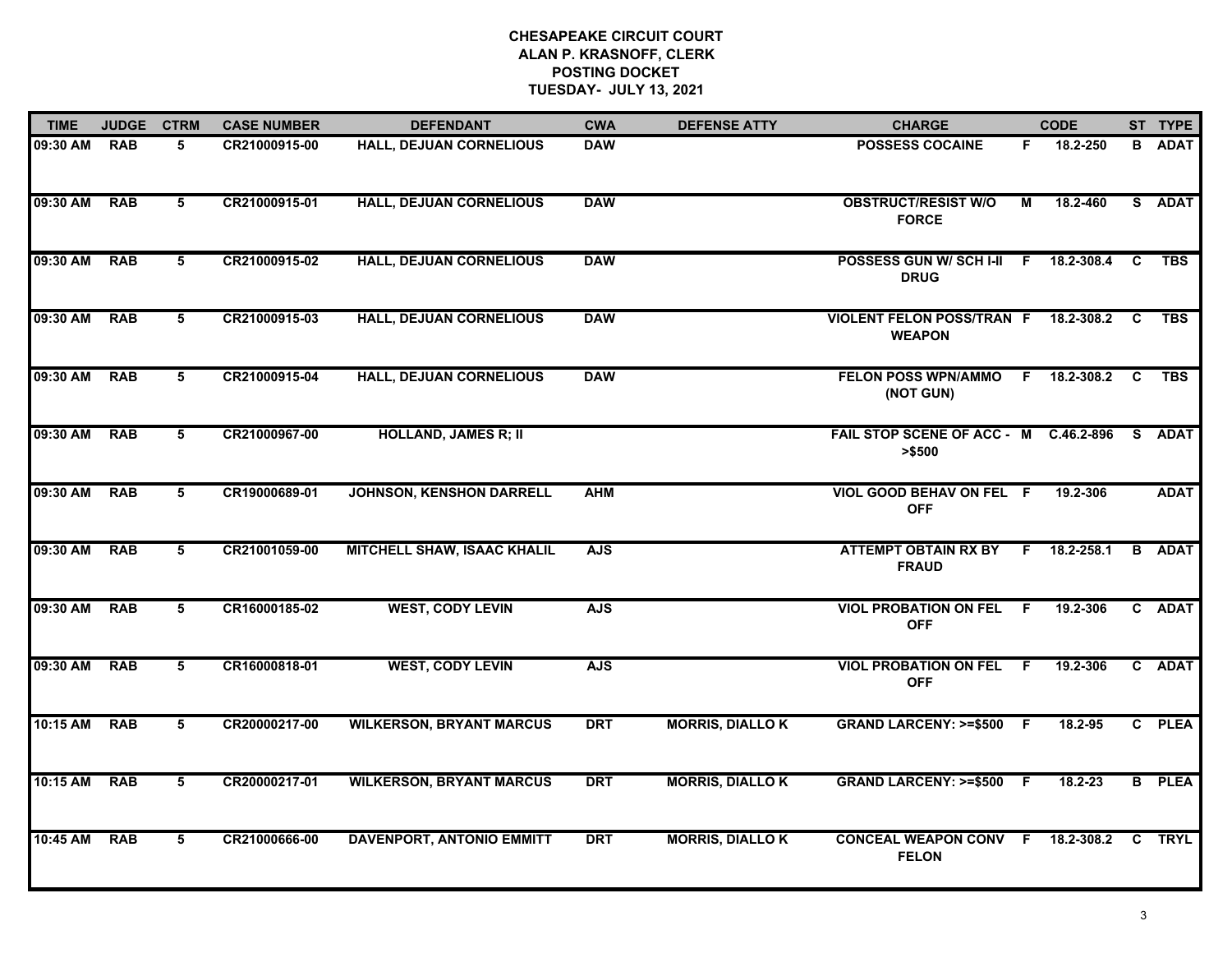# CHESAPEAKE CIRCUIT COURT
## ALAN P. KRASNOFF, CLERK
## POSTING DOCKET
## TUESDAY- JULY 13, 2021

| TIME | JUDGE | CTRM | CASE NUMBER | DEFENDANT | CWA | DEFENSE ATTY | CHARGE | | CODE | ST | TYPE |
|---|---|---|---|---|---|---|---|---|---|---|---|
| 09:30 AM | RAB | 5 | CR21000915-00 | HALL, DEJUAN CORNELIOUS | DAW | | POSSESS COCAINE | F | 18.2-250 | B | ADAT |
| 09:30 AM | RAB | 5 | CR21000915-01 | HALL, DEJUAN CORNELIOUS | DAW | | OBSTRUCT/RESIST W/O FORCE | M | 18.2-460 | S | ADAT |
| 09:30 AM | RAB | 5 | CR21000915-02 | HALL, DEJUAN CORNELIOUS | DAW | | POSSESS GUN W/ SCH I-II DRUG | F | 18.2-308.4 | C | TBS |
| 09:30 AM | RAB | 5 | CR21000915-03 | HALL, DEJUAN CORNELIOUS | DAW | | VIOLENT FELON POSS/TRAN WEAPON | F | 18.2-308.2 | C | TBS |
| 09:30 AM | RAB | 5 | CR21000915-04 | HALL, DEJUAN CORNELIOUS | DAW | | FELON POSS WPN/AMMO (NOT GUN) | F | 18.2-308.2 | C | TBS |
| 09:30 AM | RAB | 5 | CR21000967-00 | HOLLAND, JAMES R; II | | | FAIL STOP SCENE OF ACC - >$500 | M | C.46.2-896 | S | ADAT |
| 09:30 AM | RAB | 5 | CR19000689-01 | JOHNSON, KENSHON DARRELL | AHM | | VIOL GOOD BEHAV ON FEL OFF | F | 19.2-306 | | ADAT |
| 09:30 AM | RAB | 5 | CR21001059-00 | MITCHELL SHAW, ISAAC KHALIL | AJS | | ATTEMPT OBTAIN RX BY FRAUD | F | 18.2-258.1 | B | ADAT |
| 09:30 AM | RAB | 5 | CR16000185-02 | WEST, CODY LEVIN | AJS | | VIOL PROBATION ON FEL OFF | F | 19.2-306 | C | ADAT |
| 09:30 AM | RAB | 5 | CR16000818-01 | WEST, CODY LEVIN | AJS | | VIOL PROBATION ON FEL OFF | F | 19.2-306 | C | ADAT |
| 10:15 AM | RAB | 5 | CR20000217-00 | WILKERSON, BRYANT MARCUS | DRT | MORRIS, DIALLO K | GRAND LARCENY: >=$500 | F | 18.2-95 | C | PLEA |
| 10:15 AM | RAB | 5 | CR20000217-01 | WILKERSON, BRYANT MARCUS | DRT | MORRIS, DIALLO K | GRAND LARCENY: >=$500 | F | 18.2-23 | B | PLEA |
| 10:45 AM | RAB | 5 | CR21000666-00 | DAVENPORT, ANTONIO EMMITT | DRT | MORRIS, DIALLO K | CONCEAL WEAPON CONV FELON | F | 18.2-308.2 | C | TRYL |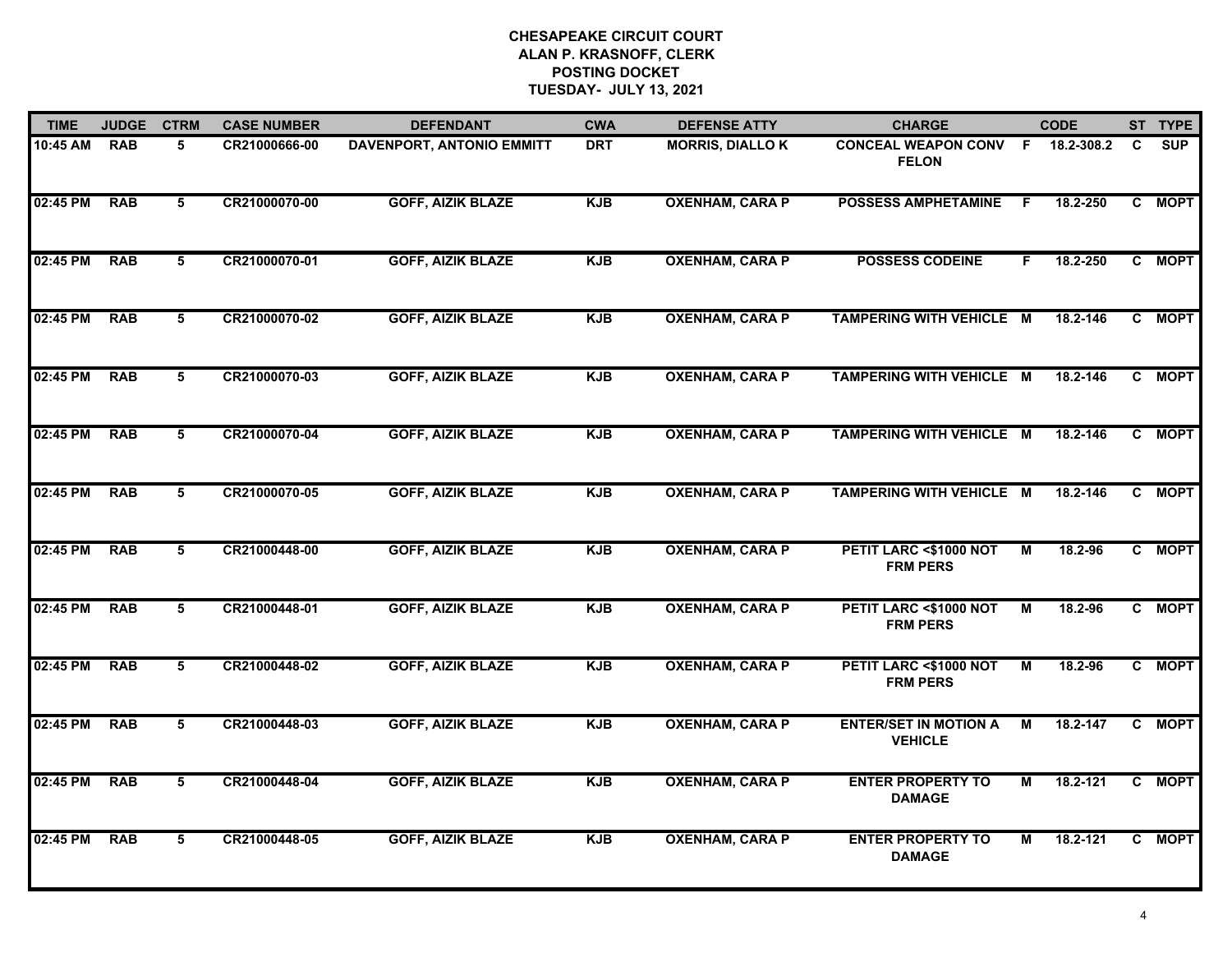# CHESAPEAKE CIRCUIT COURT
## ALAN P. KRASNOFF, CLERK
## POSTING DOCKET
## TUESDAY- JULY 13, 2021

| TIME | JUDGE | CTRM | CASE NUMBER | DEFENDANT | CWA | DEFENSE ATTY | CHARGE | | CODE | ST | TYPE |
|---|---|---|---|---|---|---|---|---|---|---|---|
| 10:45 AM | RAB | 5 | CR21000666-00 | DAVENPORT, ANTONIO EMMITT | DRT | MORRIS, DIALLO K | CONCEAL WEAPON CONV FELON | F | 18.2-308.2 | C | SUP |
| 02:45 PM | RAB | 5 | CR21000070-00 | GOFF, AIZIK BLAZE | KJB | OXENHAM, CARA P | POSSESS AMPHETAMINE | F | 18.2-250 | C | MOPT |
| 02:45 PM | RAB | 5 | CR21000070-01 | GOFF, AIZIK BLAZE | KJB | OXENHAM, CARA P | POSSESS CODEINE | F | 18.2-250 | C | MOPT |
| 02:45 PM | RAB | 5 | CR21000070-02 | GOFF, AIZIK BLAZE | KJB | OXENHAM, CARA P | TAMPERING WITH VEHICLE | M | 18.2-146 | C | MOPT |
| 02:45 PM | RAB | 5 | CR21000070-03 | GOFF, AIZIK BLAZE | KJB | OXENHAM, CARA P | TAMPERING WITH VEHICLE | M | 18.2-146 | C | MOPT |
| 02:45 PM | RAB | 5 | CR21000070-04 | GOFF, AIZIK BLAZE | KJB | OXENHAM, CARA P | TAMPERING WITH VEHICLE | M | 18.2-146 | C | MOPT |
| 02:45 PM | RAB | 5 | CR21000070-05 | GOFF, AIZIK BLAZE | KJB | OXENHAM, CARA P | TAMPERING WITH VEHICLE | M | 18.2-146 | C | MOPT |
| 02:45 PM | RAB | 5 | CR21000448-00 | GOFF, AIZIK BLAZE | KJB | OXENHAM, CARA P | PETIT LARC <$1000 NOT FRM PERS | M | 18.2-96 | C | MOPT |
| 02:45 PM | RAB | 5 | CR21000448-01 | GOFF, AIZIK BLAZE | KJB | OXENHAM, CARA P | PETIT LARC <$1000 NOT FRM PERS | M | 18.2-96 | C | MOPT |
| 02:45 PM | RAB | 5 | CR21000448-02 | GOFF, AIZIK BLAZE | KJB | OXENHAM, CARA P | PETIT LARC <$1000 NOT FRM PERS | M | 18.2-96 | C | MOPT |
| 02:45 PM | RAB | 5 | CR21000448-03 | GOFF, AIZIK BLAZE | KJB | OXENHAM, CARA P | ENTER/SET IN MOTION A VEHICLE | M | 18.2-147 | C | MOPT |
| 02:45 PM | RAB | 5 | CR21000448-04 | GOFF, AIZIK BLAZE | KJB | OXENHAM, CARA P | ENTER PROPERTY TO DAMAGE | M | 18.2-121 | C | MOPT |
| 02:45 PM | RAB | 5 | CR21000448-05 | GOFF, AIZIK BLAZE | KJB | OXENHAM, CARA P | ENTER PROPERTY TO DAMAGE | M | 18.2-121 | C | MOPT |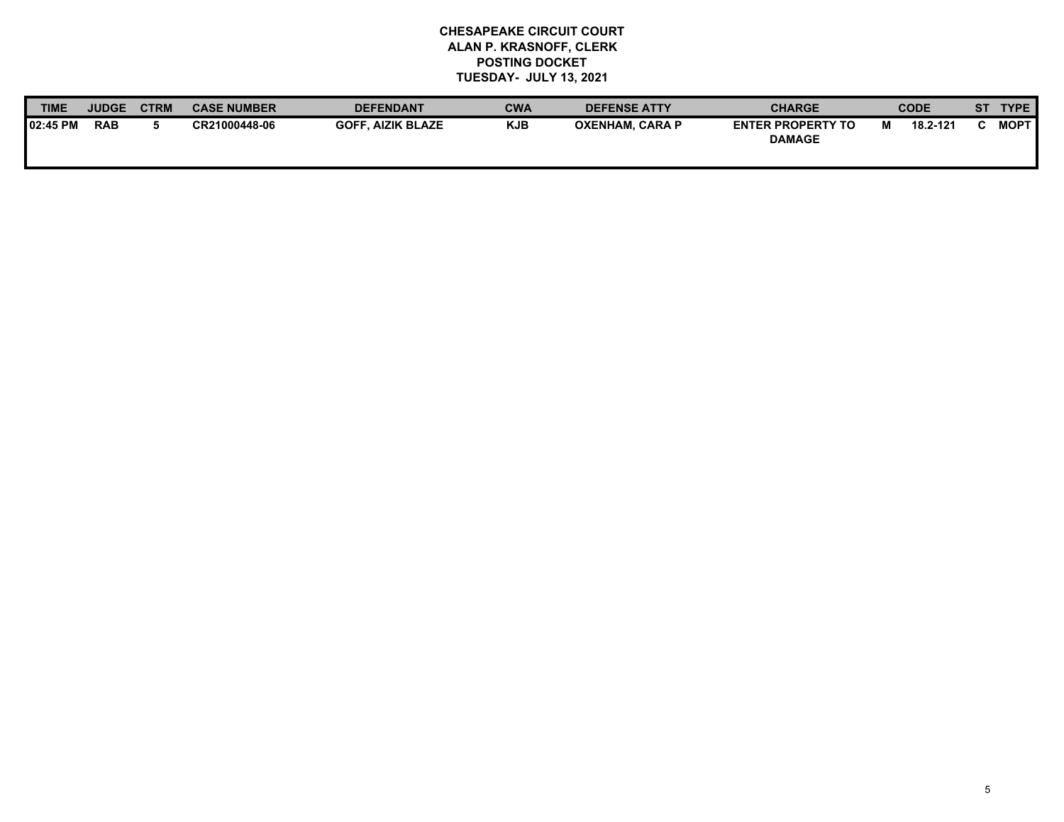**CHESAPEAKE CIRCUIT COURT**
**ALAN P. KRASNOFF, CLERK**
**POSTING DOCKET**
**TUESDAY- JULY 13, 2021**

| TIME | JUDGE | CTRM | CASE NUMBER | DEFENDANT | CWA | DEFENSE ATTY | CHARGE | | CODE | ST | TYPE |
|---|---|---|---|---|---|---|---|---|---|---|---|
| 02:45 PM | RAB | 5 | CR21000448-06 | GOFF, AIZIK BLAZE | KJB | OXENHAM, CARA P | ENTER PROPERTY TO DAMAGE | M | 18.2-121 | C | MOPT |